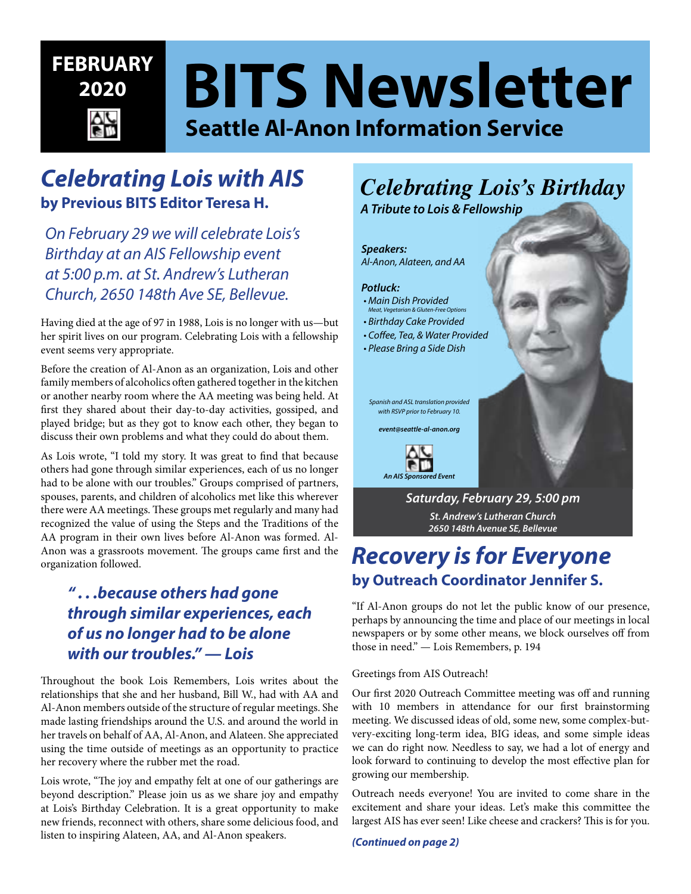**FEBRUARY 2020**

# BITS Newsletter

**Seattle Al-Anon Information Service**

## *Celebrating Lois with AIS*

**by Previous BITS Editor Teresa H.**

*On February 29 we will celebrate Lois's Birthday at an AIS Fellowship event at 5:00 p.m. at St. Andrew's Lutheran Church, 2650 148th Ave SE, Bellevue.*

Having died at the age of 97 in 1988, Lois is no longer with us—but her spirit lives on our program. Celebrating Lois with a fellowship event seems very appropriate.

Before the creation of Al-Anon as an organization, Lois and other family members of alcoholics often gathered together in the kitchen or another nearby room where the AA meeting was being held. At first they shared about their day-to-day activities, gossiped, and played bridge; but as they got to know each other, they began to discuss their own problems and what they could do about them.

As Lois wrote, "I told my story. It was great to find that because others had gone through similar experiences, each of us no longer had to be alone with our troubles." Groups comprised of partners, spouses, parents, and children of alcoholics met like this wherever there were AA meetings. These groups met regularly and many had recognized the value of using the Steps and the Traditions of the AA program in their own lives before Al-Anon was formed. Al-Anon was a grassroots movement. The groups came first and the organization followed.

***" . . .because others had gone through similar experiences, each of us no longer had to be alone with our troubles." — Lois***

Throughout the book Lois Remembers, Lois writes about the relationships that she and her husband, Bill W., had with AA and Al-Anon members outside of the structure of regular meetings. She made lasting friendships around the U.S. and around the world in her travels on behalf of AA, Al-Anon, and Alateen. She appreciated using the time outside of meetings as an opportunity to practice her recovery where the rubber met the road.

Lois wrote, "The joy and empathy felt at one of our gatherings are beyond description." Please join us as we share joy and empathy at Lois's Birthday Celebration. It is a great opportunity to make new friends, reconnect with others, share some delicious food, and listen to inspiring Alateen, AA, and Al-Anon speakers.

## *Celebrating Lois's Birthday*

***A Tribute to Lois & Fellowship***

***Speakers:***
*Al-Anon, Alateen, and AA*

***Potluck:***
- *Main Dish Provided*
  *Meat, Vegetarian & Gluten-Free Options*
- *Birthday Cake Provided*
- *Coffee, Tea, & Water Provided*
- *Please Bring a Side Dish*

*Spanish and ASL translation provided with RSVP prior to February 10.*

***event@seattle-al-anon.org***

***An AIS Sponsored Event***

***Saturday, February 29, 5:00 pm***
***St. Andrew's Lutheran Church***
***2650 148th Avenue SE, Bellevue***

## *Recovery is for Everyone*

**by Outreach Coordinator Jennifer S.**

"If Al-Anon groups do not let the public know of our presence, perhaps by announcing the time and place of our meetings in local newspapers or by some other means, we block ourselves off from those in need." — Lois Remembers, p. 194

Greetings from AIS Outreach!

Our first 2020 Outreach Committee meeting was off and running with 10 members in attendance for our first brainstorming meeting. We discussed ideas of old, some new, some complex-but-very-exciting long-term idea, BIG ideas, and some simple ideas we can do right now. Needless to say, we had a lot of energy and look forward to continuing to develop the most effective plan for growing our membership.

Outreach needs everyone! You are invited to come share in the excitement and share your ideas. Let's make this committee the largest AIS has ever seen! Like cheese and crackers? This is for you.

***(Continued on page 2)***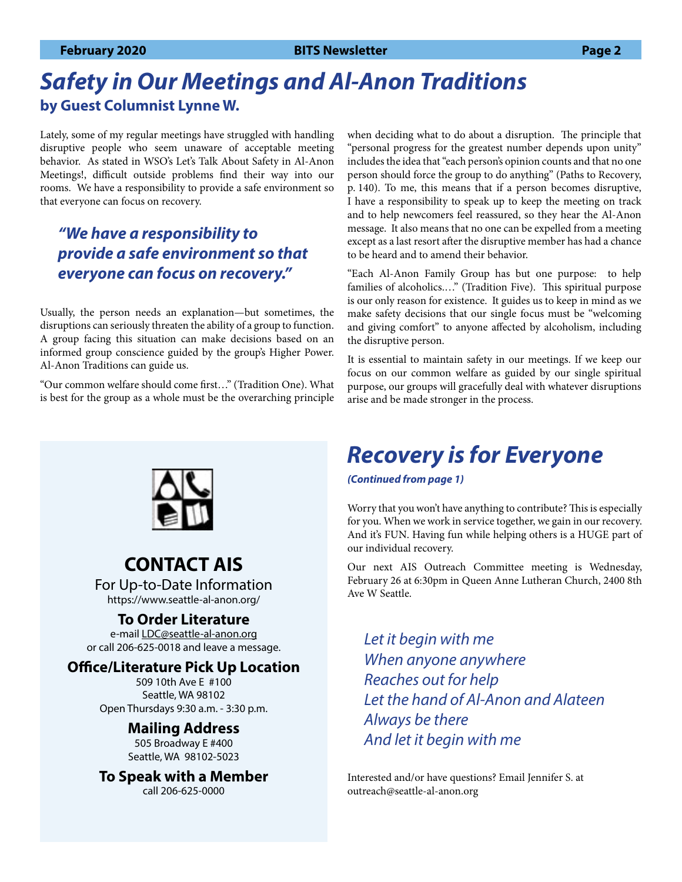# Safety in Our Meetings and Al-Anon Traditions

**by Guest Columnist Lynne W.**

Lately, some of my regular meetings have struggled with handling disruptive people who seem unaware of acceptable meeting behavior. As stated in WSO's Let's Talk About Safety in Al-Anon Meetings!, difficult outside problems find their way into our rooms. We have a responsibility to provide a safe environment so that everyone can focus on recovery.

> ***"We have a responsibility to provide a safe environment so that everyone can focus on recovery."***

Usually, the person needs an explanation—but sometimes, the disruptions can seriously threaten the ability of a group to function. A group facing this situation can make decisions based on an informed group conscience guided by the group's Higher Power. Al-Anon Traditions can guide us.

"Our common welfare should come first…" (Tradition One). What is best for the group as a whole must be the overarching principle when deciding what to do about a disruption. The principle that "personal progress for the greatest number depends upon unity" includes the idea that "each person's opinion counts and that no one person should force the group to do anything" (Paths to Recovery, p. 140). To me, this means that if a person becomes disruptive, I have a responsibility to speak up to keep the meeting on track and to help newcomers feel reassured, so they hear the Al-Anon message. It also means that no one can be expelled from a meeting except as a last resort after the disruptive member has had a chance to be heard and to amend their behavior.

"Each Al-Anon Family Group has but one purpose: to help families of alcoholics.…" (Tradition Five). This spiritual purpose is our only reason for existence. It guides us to keep in mind as we make safety decisions that our single focus must be "welcoming and giving comfort" to anyone affected by alcoholism, including the disruptive person.

It is essential to maintain safety in our meetings. If we keep our focus on our common welfare as guided by our single spiritual purpose, our groups will gracefully deal with whatever disruptions arise and be made stronger in the process.

## CONTACT AIS

For Up-to-Date Information
https://www.seattle-al-anon.org/

### To Order Literature

e-mail LDC@seattle-al-anon.org
or call 206-625-0018 and leave a message.

### Office/Literature Pick Up Location

509 10th Ave E #100
Seattle, WA 98102
Open Thursdays 9:30 a.m. - 3:30 p.m.

### Mailing Address

505 Broadway E #400
Seattle, WA 98102-5023

### To Speak with a Member

call 206-625-0000

# Recovery is for Everyone

***(Continued from page 1)***

Worry that you won't have anything to contribute? This is especially for you. When we work in service together, we gain in our recovery. And it's FUN. Having fun while helping others is a HUGE part of our individual recovery.

Our next AIS Outreach Committee meeting is Wednesday, February 26 at 6:30pm in Queen Anne Lutheran Church, 2400 8th Ave W Seattle.

*Let it begin with me*
*When anyone anywhere*
*Reaches out for help*
*Let the hand of Al-Anon and Alateen*
*Always be there*
*And let it begin with me*

Interested and/or have questions? Email Jennifer S. at outreach@seattle-al-anon.org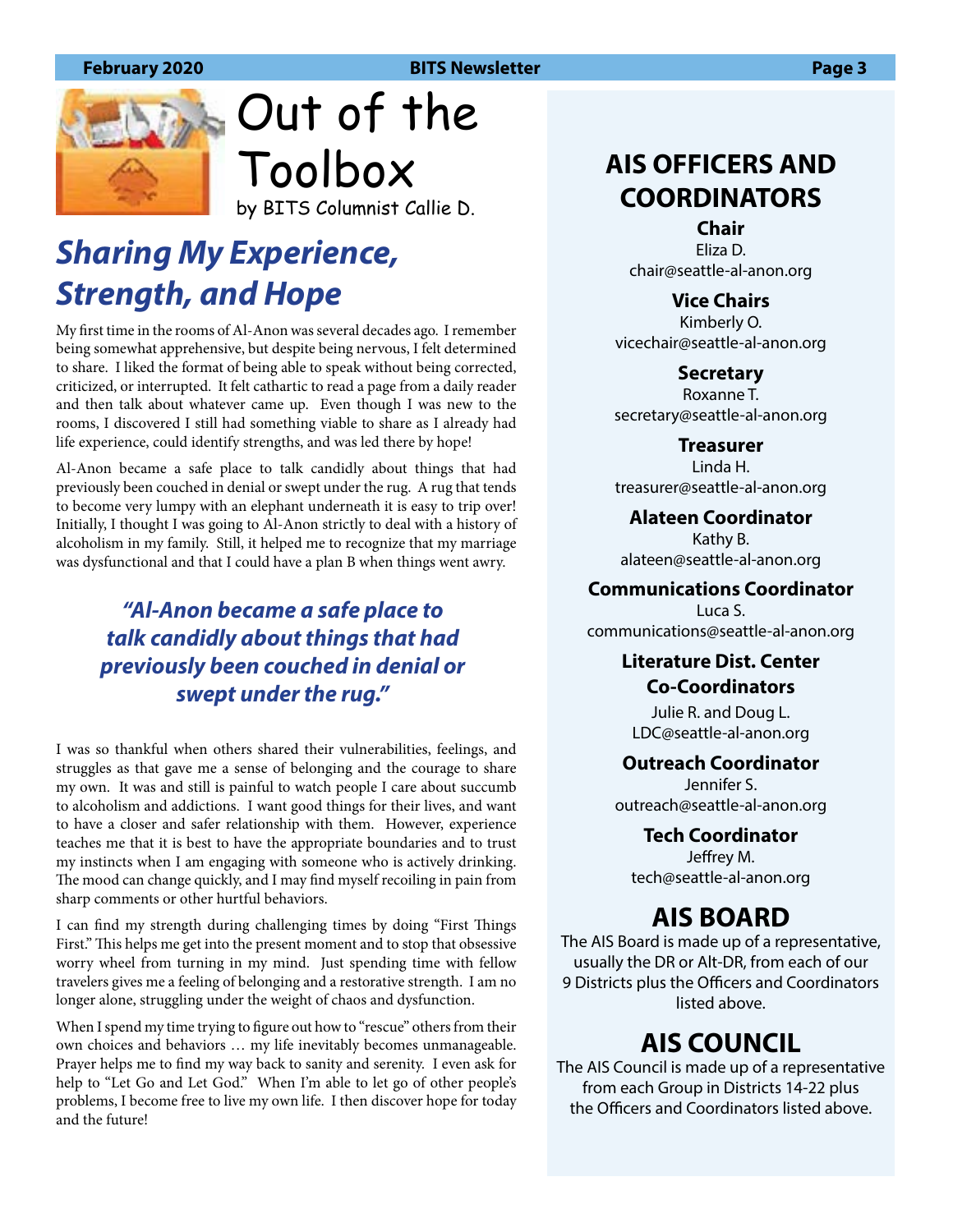# Out of the Toolbox

by BITS Columnist Callie D.

## *Sharing My Experience, Strength, and Hope*

My first time in the rooms of Al-Anon was several decades ago. I remember being somewhat apprehensive, but despite being nervous, I felt determined to share. I liked the format of being able to speak without being corrected, criticized, or interrupted. It felt cathartic to read a page from a daily reader and then talk about whatever came up. Even though I was new to the rooms, I discovered I still had something viable to share as I already had life experience, could identify strengths, and was led there by hope!

Al-Anon became a safe place to talk candidly about things that had previously been couched in denial or swept under the rug. A rug that tends to become very lumpy with an elephant underneath it is easy to trip over! Initially, I thought I was going to Al-Anon strictly to deal with a history of alcoholism in my family. Still, it helped me to recognize that my marriage was dysfunctional and that I could have a plan B when things went awry.

> ***"Al-Anon became a safe place to talk candidly about things that had previously been couched in denial or swept under the rug."***

I was so thankful when others shared their vulnerabilities, feelings, and struggles as that gave me a sense of belonging and the courage to share my own. It was and still is painful to watch people I care about succumb to alcoholism and addictions. I want good things for their lives, and want to have a closer and safer relationship with them. However, experience teaches me that it is best to have the appropriate boundaries and to trust my instincts when I am engaging with someone who is actively drinking. The mood can change quickly, and I may find myself recoiling in pain from sharp comments or other hurtful behaviors.

I can find my strength during challenging times by doing "First Things First." This helps me get into the present moment and to stop that obsessive worry wheel from turning in my mind. Just spending time with fellow travelers gives me a feeling of belonging and a restorative strength. I am no longer alone, struggling under the weight of chaos and dysfunction.

When I spend my time trying to figure out how to "rescue" others from their own choices and behaviors … my life inevitably becomes unmanageable. Prayer helps me to find my way back to sanity and serenity. I even ask for help to "Let Go and Let God." When I'm able to let go of other people's problems, I become free to live my own life. I then discover hope for today and the future!

## AIS OFFICERS AND COORDINATORS

**Chair**
Eliza D.
chair@seattle-al-anon.org

**Vice Chairs**
Kimberly O.
vicechair@seattle-al-anon.org

**Secretary**
Roxanne T.
secretary@seattle-al-anon.org

**Treasurer**
Linda H.
treasurer@seattle-al-anon.org

**Alateen Coordinator**
Kathy B.
alateen@seattle-al-anon.org

**Communications Coordinator**
Luca S.
communications@seattle-al-anon.org

**Literature Dist. Center Co-Coordinators**
Julie R. and Doug L.
LDC@seattle-al-anon.org

**Outreach Coordinator**
Jennifer S.
outreach@seattle-al-anon.org

**Tech Coordinator**
Jeffrey M.
tech@seattle-al-anon.org

## AIS BOARD

The AIS Board is made up of a representative, usually the DR or Alt-DR, from each of our 9 Districts plus the Officers and Coordinators listed above.

## AIS COUNCIL

The AIS Council is made up of a representative from each Group in Districts 14-22 plus the Officers and Coordinators listed above.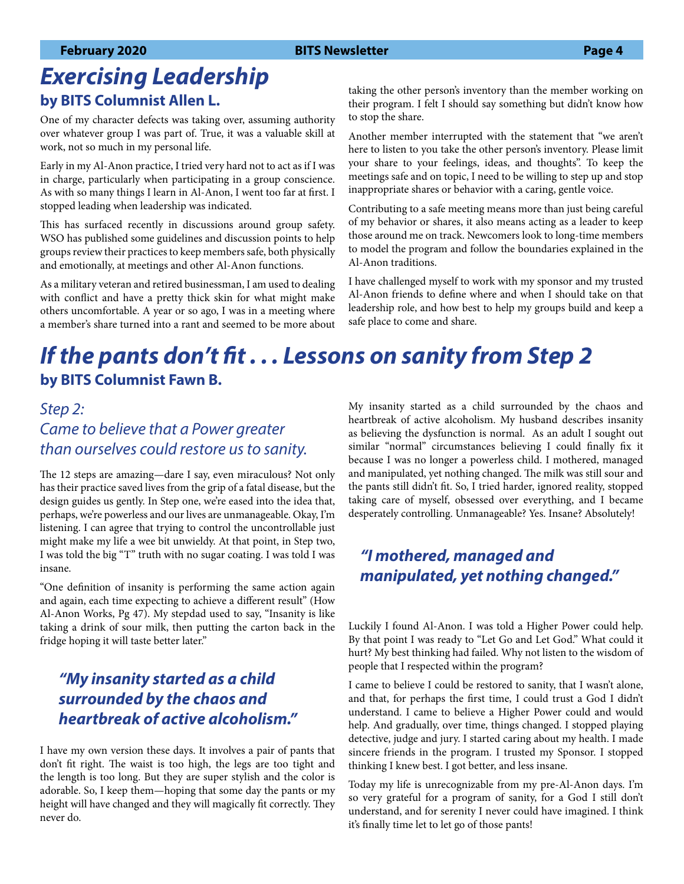# Exercising Leadership

## by BITS Columnist Allen L.

One of my character defects was taking over, assuming authority over whatever group I was part of. True, it was a valuable skill at work, not so much in my personal life.

Early in my Al-Anon practice, I tried very hard not to act as if I was in charge, particularly when participating in a group conscience. As with so many things I learn in Al-Anon, I went too far at first. I stopped leading when leadership was indicated.

This has surfaced recently in discussions around group safety. WSO has published some guidelines and discussion points to help groups review their practices to keep members safe, both physically and emotionally, at meetings and other Al-Anon functions.

As a military veteran and retired businessman, I am used to dealing with conflict and have a pretty thick skin for what might make others uncomfortable. A year or so ago, I was in a meeting where a member's share turned into a rant and seemed to be more about taking the other person's inventory than the member working on their program. I felt I should say something but didn't know how to stop the share.

Another member interrupted with the statement that "we aren't here to listen to you take the other person's inventory. Please limit your share to your feelings, ideas, and thoughts". To keep the meetings safe and on topic, I need to be willing to step up and stop inappropriate shares or behavior with a caring, gentle voice.

Contributing to a safe meeting means more than just being careful of my behavior or shares, it also means acting as a leader to keep those around me on track. Newcomers look to long-time members to model the program and follow the boundaries explained in the Al-Anon traditions.

I have challenged myself to work with my sponsor and my trusted Al-Anon friends to define where and when I should take on that leadership role, and how best to help my groups build and keep a safe place to come and share.

# If the pants don't fit . . . Lessons on sanity from Step 2

## by BITS Columnist Fawn B.

*Step 2:*
*Came to believe that a Power greater than ourselves could restore us to sanity.*

The 12 steps are amazing—dare I say, even miraculous? Not only has their practice saved lives from the grip of a fatal disease, but the design guides us gently. In Step one, we're eased into the idea that, perhaps, we're powerless and our lives are unmanageable. Okay, I'm listening. I can agree that trying to control the uncontrollable just might make my life a wee bit unwieldy. At that point, in Step two, I was told the big "T" truth with no sugar coating. I was told I was insane.

"One definition of insanity is performing the same action again and again, each time expecting to achieve a different result" (How Al-Anon Works, Pg 47). My stepdad used to say, "Insanity is like taking a drink of sour milk, then putting the carton back in the fridge hoping it will taste better later."

> ***"My insanity started as a child surrounded by the chaos and heartbreak of active alcoholism."***

I have my own version these days. It involves a pair of pants that don't fit right. The waist is too high, the legs are too tight and the length is too long. But they are super stylish and the color is adorable. So, I keep them—hoping that some day the pants or my height will have changed and they will magically fit correctly. They never do.

My insanity started as a child surrounded by the chaos and heartbreak of active alcoholism. My husband describes insanity as believing the dysfunction is normal. As an adult I sought out similar "normal" circumstances believing I could finally fix it because I was no longer a powerless child. I mothered, managed and manipulated, yet nothing changed. The milk was still sour and the pants still didn't fit. So, I tried harder, ignored reality, stopped taking care of myself, obsessed over everything, and I became desperately controlling. Unmanageable? Yes. Insane? Absolutely!

> ***"I mothered, managed and manipulated, yet nothing changed."***

Luckily I found Al-Anon. I was told a Higher Power could help. By that point I was ready to "Let Go and Let God." What could it hurt? My best thinking had failed. Why not listen to the wisdom of people that I respected within the program?

I came to believe I could be restored to sanity, that I wasn't alone, and that, for perhaps the first time, I could trust a God I didn't understand. I came to believe a Higher Power could and would help. And gradually, over time, things changed. I stopped playing detective, judge and jury. I started caring about my health. I made sincere friends in the program. I trusted my Sponsor. I stopped thinking I knew best. I got better, and less insane.

Today my life is unrecognizable from my pre-Al-Anon days. I'm so very grateful for a program of sanity, for a God I still don't understand, and for serenity I never could have imagined. I think it's finally time let to let go of those pants!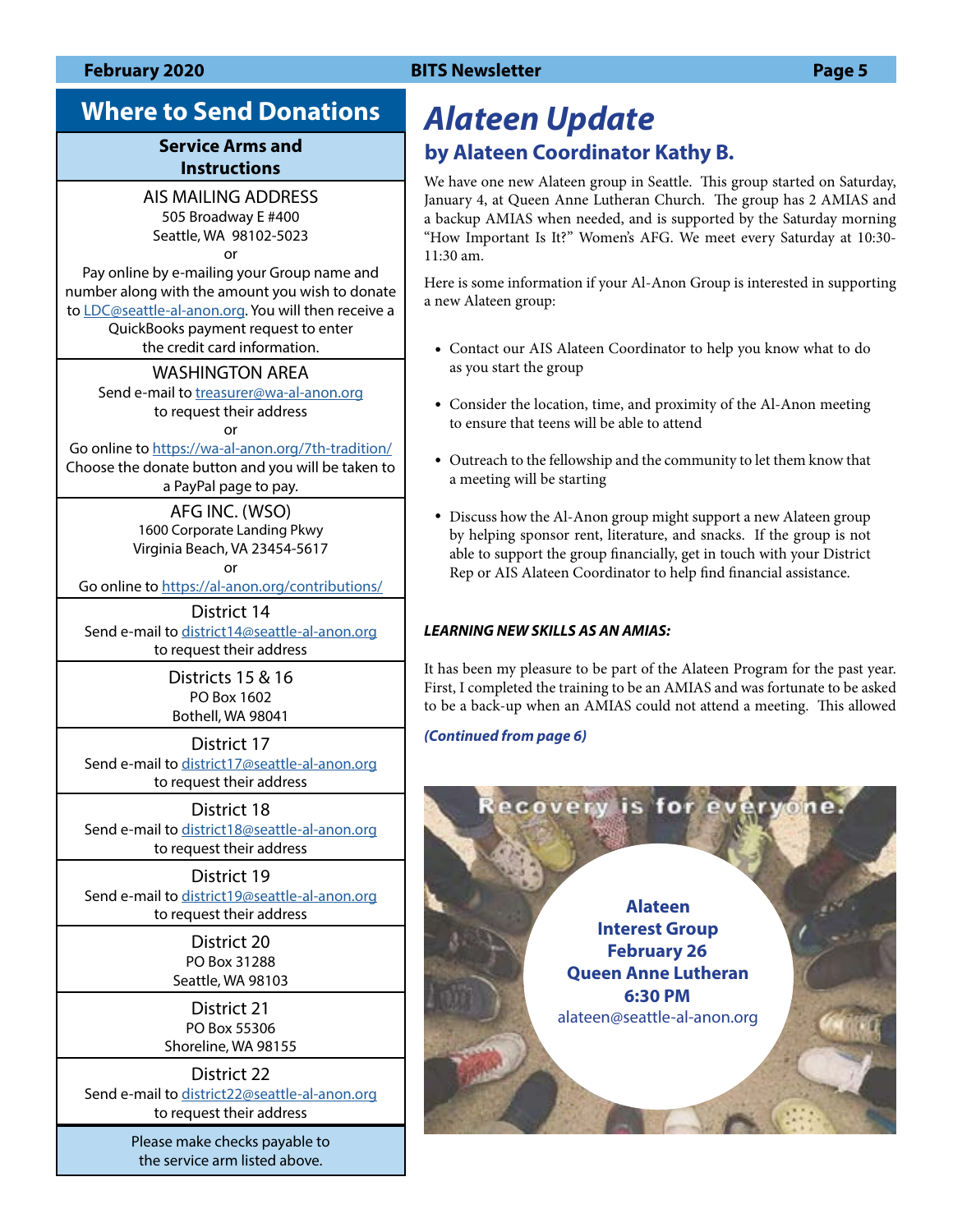## Where to Send Donations

### Service Arms and Instructions

**AIS MAILING ADDRESS**
505 Broadway E #400
Seattle, WA 98102-5023
or
Pay online by e-mailing your Group name and number along with the amount you wish to donate to LDC@seattle-al-anon.org. You will then receive a QuickBooks payment request to enter the credit card information.

**WASHINGTON AREA**
Send e-mail to treasurer@wa-al-anon.org to request their address
or
Go online to https://wa-al-anon.org/7th-tradition/
Choose the donate button and you will be taken to a PayPal page to pay.

**AFG INC. (WSO)**
1600 Corporate Landing Pkwy
Virginia Beach, VA 23454-5617
or
Go online to https://al-anon.org/contributions/

**District 14**
Send e-mail to district14@seattle-al-anon.org to request their address

**Districts 15 & 16**
PO Box 1602
Bothell, WA 98041

**District 17**
Send e-mail to district17@seattle-al-anon.org to request their address

**District 18**
Send e-mail to district18@seattle-al-anon.org to request their address

**District 19**
Send e-mail to district19@seattle-al-anon.org to request their address

**District 20**
PO Box 31288
Seattle, WA 98103

**District 21**
PO Box 55306
Shoreline, WA 98155

**District 22**
Send e-mail to district22@seattle-al-anon.org to request their address

Please make checks payable to the service arm listed above.

# *Alateen Update*

### by Alateen Coordinator Kathy B.

We have one new Alateen group in Seattle. This group started on Saturday, January 4, at Queen Anne Lutheran Church. The group has 2 AMIAS and a backup AMIAS when needed, and is supported by the Saturday morning "How Important Is It?" Women's AFG. We meet every Saturday at 10:30-11:30 am.

Here is some information if your Al-Anon Group is interested in supporting a new Alateen group:

- Contact our AIS Alateen Coordinator to help you know what to do as you start the group
- Consider the location, time, and proximity of the Al-Anon meeting to ensure that teens will be able to attend
- Outreach to the fellowship and the community to let them know that a meeting will be starting
- Discuss how the Al-Anon group might support a new Alateen group by helping sponsor rent, literature, and snacks. If the group is not able to support the group financially, get in touch with your District Rep or AIS Alateen Coordinator to help find financial assistance.

***LEARNING NEW SKILLS AS AN AMIAS:***

It has been my pleasure to be part of the Alateen Program for the past year. First, I completed the training to be an AMIAS and was fortunate to be asked to be a back-up when an AMIAS could not attend a meeting. This allowed

***(Continued from page 6)***

Recovery is for everyone.

**Alateen Interest Group**
**February 26**
**Queen Anne Lutheran**
**6:30 PM**
alateen@seattle-al-anon.org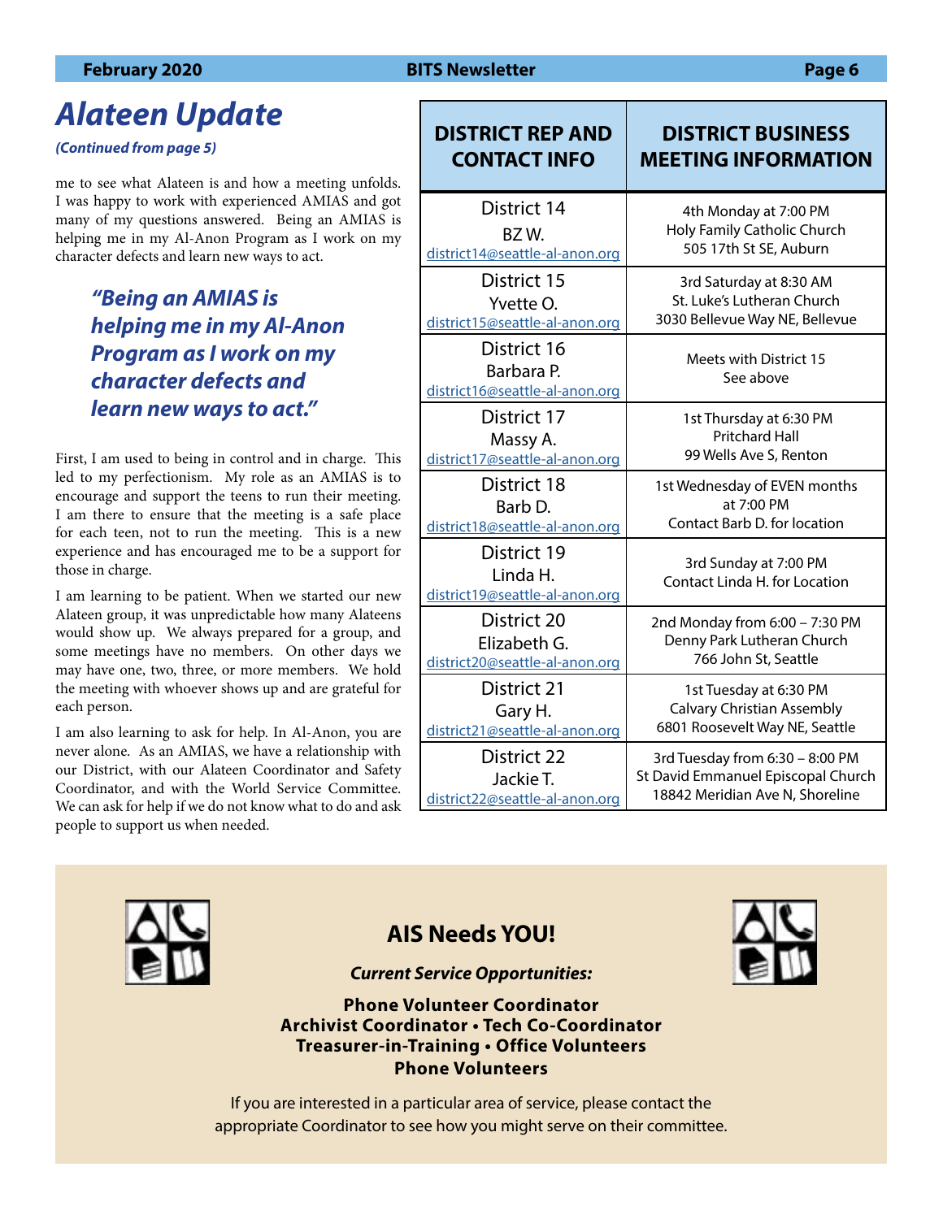# Alateen Update

***(Continued from page 5)***

me to see what Alateen is and how a meeting unfolds. I was happy to work with experienced AMIAS and got many of my questions answered. Being an AMIAS is helping me in my Al-Anon Program as I work on my character defects and learn new ways to act.

> ***"Being an AMIAS is helping me in my Al-Anon Program as I work on my character defects and learn new ways to act."***

First, I am used to being in control and in charge. This led to my perfectionism. My role as an AMIAS is to encourage and support the teens to run their meeting. I am there to ensure that the meeting is a safe place for each teen, not to run the meeting. This is a new experience and has encouraged me to be a support for those in charge.

I am learning to be patient. When we started our new Alateen group, it was unpredictable how many Alateens would show up. We always prepared for a group, and some meetings have no members. On other days we may have one, two, three, or more members. We hold the meeting with whoever shows up and are grateful for each person.

I am also learning to ask for help. In Al-Anon, you are never alone. As an AMIAS, we have a relationship with our District, with our Alateen Coordinator and Safety Coordinator, and with the World Service Committee. We can ask for help if we do not know what to do and ask people to support us when needed.

| DISTRICT REP AND CONTACT INFO | DISTRICT BUSINESS MEETING INFORMATION |
|---|---|
| District 14<br>BZ W.<br>district14@seattle-al-anon.org | 4th Monday at 7:00 PM<br>Holy Family Catholic Church<br>505 17th St SE, Auburn |
| District 15<br>Yvette O.<br>district15@seattle-al-anon.org | 3rd Saturday at 8:30 AM<br>St. Luke's Lutheran Church<br>3030 Bellevue Way NE, Bellevue |
| District 16<br>Barbara P.<br>district16@seattle-al-anon.org | Meets with District 15<br>See above |
| District 17<br>Massy A.<br>district17@seattle-al-anon.org | 1st Thursday at 6:30 PM<br>Pritchard Hall<br>99 Wells Ave S, Renton |
| District 18<br>Barb D.<br>district18@seattle-al-anon.org | 1st Wednesday of EVEN months at 7:00 PM<br>Contact Barb D. for location |
| District 19<br>Linda H.<br>district19@seattle-al-anon.org | 3rd Sunday at 7:00 PM<br>Contact Linda H. for Location |
| District 20<br>Elizabeth G.<br>district20@seattle-al-anon.org | 2nd Monday from 6:00 – 7:30 PM<br>Denny Park Lutheran Church<br>766 John St, Seattle |
| District 21<br>Gary H.<br>district21@seattle-al-anon.org | 1st Tuesday at 6:30 PM<br>Calvary Christian Assembly<br>6801 Roosevelt Way NE, Seattle |
| District 22<br>Jackie T.<br>district22@seattle-al-anon.org | 3rd Tuesday from 6:30 – 8:00 PM<br>St David Emmanuel Episcopal Church<br>18842 Meridian Ave N, Shoreline |

## AIS Needs YOU!

***Current Service Opportunities:***

**Phone Volunteer Coordinator**
**Archivist Coordinator • Tech Co-Coordinator**
**Treasurer-in-Training • Office Volunteers**
**Phone Volunteers**

If you are interested in a particular area of service, please contact the appropriate Coordinator to see how you might serve on their committee.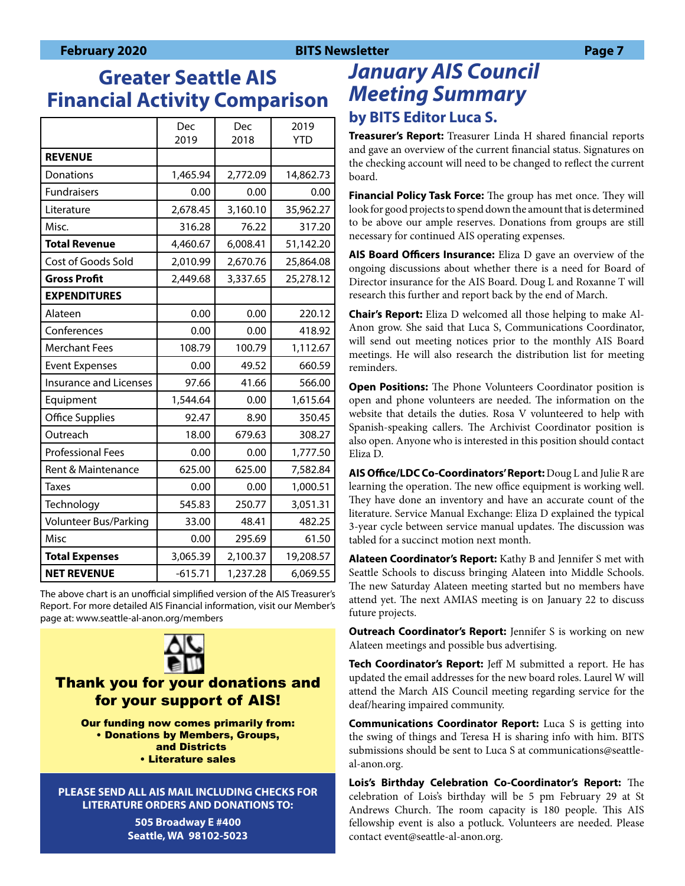## Greater Seattle AIS Financial Activity Comparison

| | Dec 2019 | Dec 2018 | 2019 YTD |
|---|---|---|---|
| **REVENUE** | | | |
| Donations | 1,465.94 | 2,772.09 | 14,862.73 |
| Fundraisers | 0.00 | 0.00 | 0.00 |
| Literature | 2,678.45 | 3,160.10 | 35,962.27 |
| Misc. | 316.28 | 76.22 | 317.20 |
| **Total Revenue** | 4,460.67 | 6,008.41 | 51,142.20 |
| Cost of Goods Sold | 2,010.99 | 2,670.76 | 25,864.08 |
| **Gross Profit** | 2,449.68 | 3,337.65 | 25,278.12 |
| **EXPENDITURES** | | | |
| Alateen | 0.00 | 0.00 | 220.12 |
| Conferences | 0.00 | 0.00 | 418.92 |
| Merchant Fees | 108.79 | 100.79 | 1,112.67 |
| Event Expenses | 0.00 | 49.52 | 660.59 |
| Insurance and Licenses | 97.66 | 41.66 | 566.00 |
| Equipment | 1,544.64 | 0.00 | 1,615.64 |
| Office Supplies | 92.47 | 8.90 | 350.45 |
| Outreach | 18.00 | 679.63 | 308.27 |
| Professional Fees | 0.00 | 0.00 | 1,777.50 |
| Rent & Maintenance | 625.00 | 625.00 | 7,582.84 |
| Taxes | 0.00 | 0.00 | 1,000.51 |
| Technology | 545.83 | 250.77 | 3,051.31 |
| Volunteer Bus/Parking | 33.00 | 48.41 | 482.25 |
| Misc | 0.00 | 295.69 | 61.50 |
| **Total Expenses** | 3,065.39 | 2,100.37 | 19,208.57 |
| **NET REVENUE** | -615.71 | 1,237.28 | 6,069.55 |

The above chart is an unofficial simplified version of the AIS Treasurer's Report. For more detailed AIS Financial information, visit our Member's page at: www.seattle-al-anon.org/members

**Thank you for your donations and for your support of AIS!**

**Our funding now comes primarily from:**
- **Donations by Members, Groups, and Districts**
- **Literature sales**

**PLEASE SEND ALL AIS MAIL INCLUDING CHECKS FOR LITERATURE ORDERS AND DONATIONS TO:**

**505 Broadway E #400**
**Seattle, WA 98102-5023**

## *January AIS Council Meeting Summary*

### by BITS Editor Luca S.

**Treasurer's Report:** Treasurer Linda H shared financial reports and gave an overview of the current financial status. Signatures on the checking account will need to be changed to reflect the current board.

**Financial Policy Task Force:** The group has met once. They will look for good projects to spend down the amount that is determined to be above our ample reserves. Donations from groups are still necessary for continued AIS operating expenses.

**AIS Board Officers Insurance:** Eliza D gave an overview of the ongoing discussions about whether there is a need for Board of Director insurance for the AIS Board. Doug L and Roxanne T will research this further and report back by the end of March.

**Chair's Report:** Eliza D welcomed all those helping to make Al-Anon grow. She said that Luca S, Communications Coordinator, will send out meeting notices prior to the monthly AIS Board meetings. He will also research the distribution list for meeting reminders.

**Open Positions:** The Phone Volunteers Coordinator position is open and phone volunteers are needed. The information on the website that details the duties. Rosa V volunteered to help with Spanish-speaking callers. The Archivist Coordinator position is also open. Anyone who is interested in this position should contact Eliza D.

**AIS Office/LDC Co-Coordinators' Report:** Doug L and Julie R are learning the operation. The new office equipment is working well. They have done an inventory and have an accurate count of the literature. Service Manual Exchange: Eliza D explained the typical 3-year cycle between service manual updates. The discussion was tabled for a succinct motion next month.

**Alateen Coordinator's Report:** Kathy B and Jennifer S met with Seattle Schools to discuss bringing Alateen into Middle Schools. The new Saturday Alateen meeting started but no members have attend yet. The next AMIAS meeting is on January 22 to discuss future projects.

**Outreach Coordinator's Report:** Jennifer S is working on new Alateen meetings and possible bus advertising.

**Tech Coordinator's Report:** Jeff M submitted a report. He has updated the email addresses for the new board roles. Laurel W will attend the March AIS Council meeting regarding service for the deaf/hearing impaired community.

**Communications Coordinator Report:** Luca S is getting into the swing of things and Teresa H is sharing info with him. BITS submissions should be sent to Luca S at communications@seattle-al-anon.org.

**Lois's Birthday Celebration Co-Coordinator's Report:** The celebration of Lois's birthday will be 5 pm February 29 at St Andrews Church. The room capacity is 180 people. This AIS fellowship event is also a potluck. Volunteers are needed. Please contact event@seattle-al-anon.org.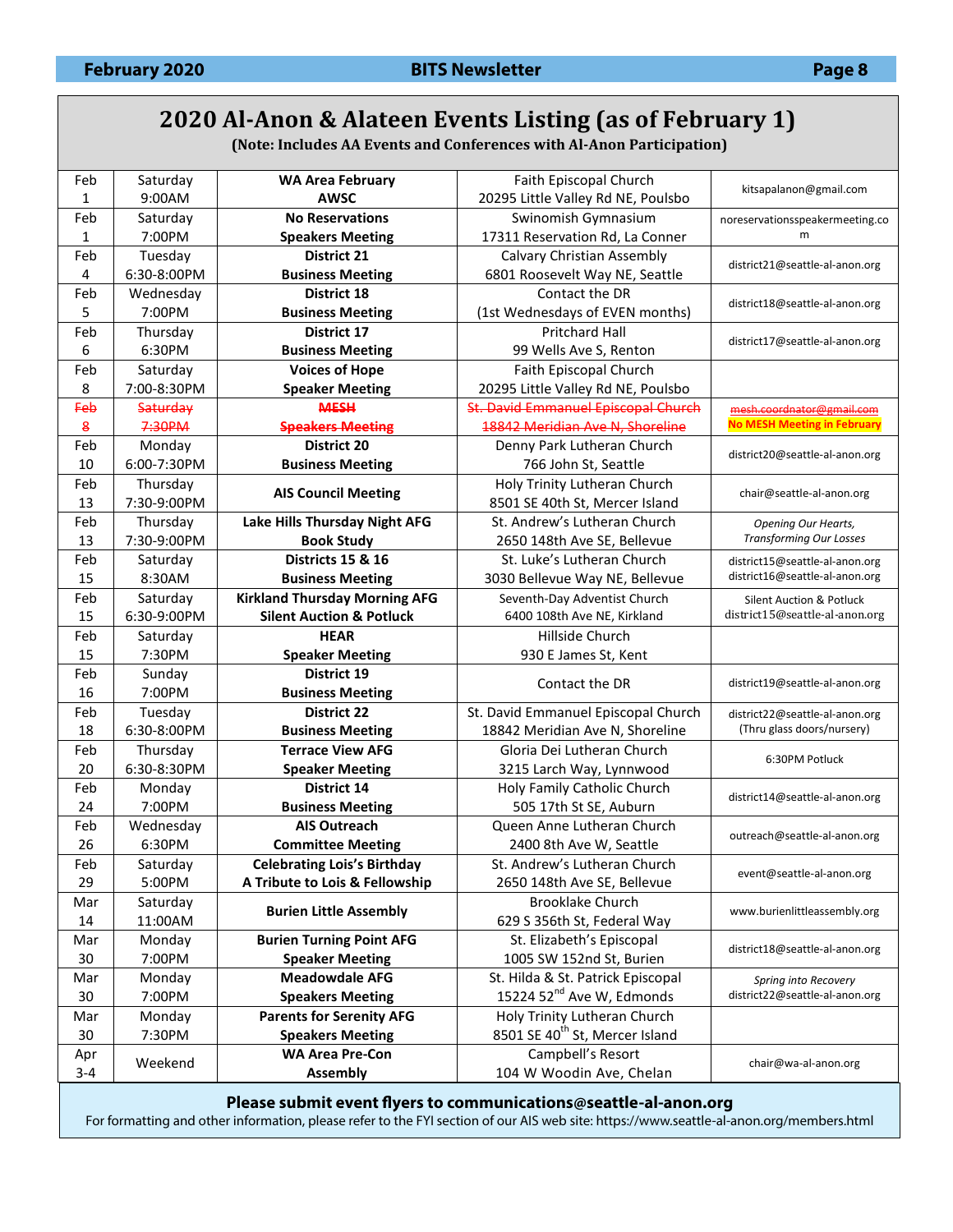# 2020 Al-Anon & Alateen Events Listing (as of February 1)

**(Note: Includes AA Events and Conferences with Al-Anon Participation)**

| Date | Day/Time | Event | Location | Contact |
|---|---|---|---|---|
| Feb 1 | Saturday 9:00AM | **WA Area February AWSC** | Faith Episcopal Church 20295 Little Valley Rd NE, Poulsbo | kitsapalanon@gmail.com |
| Feb 1 | Saturday 7:00PM | **No Reservations Speakers Meeting** | Swinomish Gymnasium 17311 Reservation Rd, La Conner | noreservationsspeakermeeting.com |
| Feb 4 | Tuesday 6:30-8:00PM | **District 21 Business Meeting** | Calvary Christian Assembly 6801 Roosevelt Way NE, Seattle | district21@seattle-al-anon.org |
| Feb 5 | Wednesday 7:00PM | **District 18 Business Meeting** | Contact the DR (1st Wednesdays of EVEN months) | district18@seattle-al-anon.org |
| Feb 6 | Thursday 6:30PM | **District 17 Business Meeting** | Pritchard Hall 99 Wells Ave S, Renton | district17@seattle-al-anon.org |
| Feb 8 | Saturday 7:00-8:30PM | **Voices of Hope Speaker Meeting** | Faith Episcopal Church 20295 Little Valley Rd NE, Poulsbo | |
| ~~Feb 8~~ | ~~Saturday 7:30PM~~ | ~~**MESH Speakers Meeting**~~ | ~~St. David Emmanuel Episcopal Church 18842 Meridian Ave N, Shoreline~~ | ~~mesh.coordnator@gmail.com~~ **No MESH Meeting in February** |
| Feb 10 | Monday 6:00-7:30PM | **District 20 Business Meeting** | Denny Park Lutheran Church 766 John St, Seattle | district20@seattle-al-anon.org |
| Feb 13 | Thursday 7:30-9:00PM | **AIS Council Meeting** | Holy Trinity Lutheran Church 8501 SE 40th St, Mercer Island | chair@seattle-al-anon.org |
| Feb 13 | Thursday 7:30-9:00PM | **Lake Hills Thursday Night AFG Book Study** | St. Andrew's Lutheran Church 2650 148th Ave SE, Bellevue | *Opening Our Hearts, Transforming Our Losses* |
| Feb 15 | Saturday 8:30AM | **Districts 15 & 16 Business Meeting** | St. Luke's Lutheran Church 3030 Bellevue Way NE, Bellevue | district15@seattle-al-anon.org district16@seattle-al-anon.org |
| Feb 15 | Saturday 6:30-9:00PM | **Kirkland Thursday Morning AFG Silent Auction & Potluck** | Seventh-Day Adventist Church 6400 108th Ave NE, Kirkland | Silent Auction & Potluck district15@seattle-al-anon.org |
| Feb 15 | Saturday 7:30PM | **HEAR Speaker Meeting** | Hillside Church 930 E James St, Kent | |
| Feb 16 | Sunday 7:00PM | **District 19 Business Meeting** | Contact the DR | district19@seattle-al-anon.org |
| Feb 18 | Tuesday 6:30-8:00PM | **District 22 Business Meeting** | St. David Emmanuel Episcopal Church 18842 Meridian Ave N, Shoreline | district22@seattle-al-anon.org (Thru glass doors/nursery) |
| Feb 20 | Thursday 6:30-8:30PM | **Terrace View AFG Speaker Meeting** | Gloria Dei Lutheran Church 3215 Larch Way, Lynnwood | 6:30PM Potluck |
| Feb 24 | Monday 7:00PM | **District 14 Business Meeting** | Holy Family Catholic Church 505 17th St SE, Auburn | district14@seattle-al-anon.org |
| Feb 26 | Wednesday 6:30PM | **AIS Outreach Committee Meeting** | Queen Anne Lutheran Church 2400 8th Ave W, Seattle | outreach@seattle-al-anon.org |
| Feb 29 | Saturday 5:00PM | **Celebrating Lois's Birthday A Tribute to Lois & Fellowship** | St. Andrew's Lutheran Church 2650 148th Ave SE, Bellevue | event@seattle-al-anon.org |
| Mar 14 | Saturday 11:00AM | **Burien Little Assembly** | Brooklake Church 629 S 356th St, Federal Way | www.burienlittleassembly.org |
| Mar 30 | Monday 7:00PM | **Burien Turning Point AFG Speaker Meeting** | St. Elizabeth's Episcopal 1005 SW 152nd St, Burien | district18@seattle-al-anon.org |
| Mar 30 | Monday 7:00PM | **Meadowdale AFG Speakers Meeting** | St. Hilda & St. Patrick Episcopal 15224 52nd Ave W, Edmonds | *Spring into Recovery* district22@seattle-al-anon.org |
| Mar 30 | Monday 7:30PM | **Parents for Serenity AFG Speakers Meeting** | Holy Trinity Lutheran Church 8501 SE 40th St, Mercer Island | |
| Apr 3-4 | Weekend | **WA Area Pre-Con Assembly** | Campbell's Resort 104 W Woodin Ave, Chelan | chair@wa-al-anon.org |

**Please submit event flyers to communications@seattle-al-anon.org**

For formatting and other information, please refer to the FYI section of our AIS web site: https://www.seattle-al-anon.org/members.html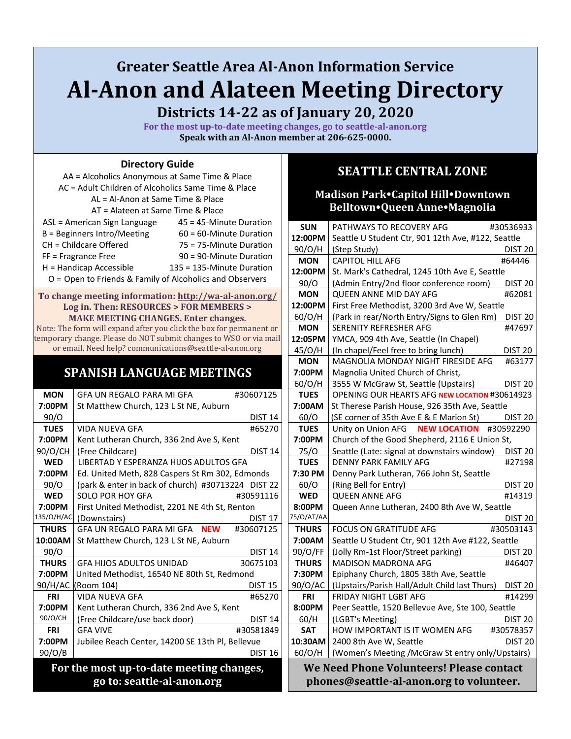# Greater Seattle Area Al-Anon Information Service

# Al-Anon and Alateen Meeting Directory

## Districts 14-22 as of January 20, 2020

**For the most up-to-date meeting changes, go to seattle-al-anon.org**

**Speak with an Al-Anon member at 206-625-0000.**

### Directory Guide

AA = Alcoholics Anonymous at Same Time & Place
AC = Adult Children of Alcoholics Same Time & Place
AL = Al-Anon at Same Time & Place
AT = Alateen at Same Time & Place

| | |
|---|---|
| ASL = American Sign Language | 45 = 45-Minute Duration |
| B = Beginners Intro/Meeting | 60 = 60-Minute Duration |
| CH = Childcare Offered | 75 = 75-Minute Duration |
| FF = Fragrance Free | 90 = 90-Minute Duration |
| H = Handicap Accessible | 135 = 135-Minute Duration |

O = Open to Friends & Family of Alcoholics and Observers

**To change meeting information: http://wa-al-anon.org/ Log in. Then: RESOURCES > FOR MEMBERS > MAKE MEETING CHANGES. Enter changes.**

Note: The form will expand after you click the box for permanent or temporary change. Please do NOT submit changes to WSO or via mail or email. Need help? communications@seattle-al-anon.org

## SPANISH LANGUAGE MEETINGS

| Day/Time | Meeting |
|---|---|
| **MON 7:00PM** 90/O | GFA UN REGALO PARA MI GFA #30607125<br>St Matthew Church, 123 L St NE, Auburn<br>DIST 14 |
| **TUES 7:00PM** 90/O/CH | VIDA NUEVA GFA #65270<br>Kent Lutheran Church, 336 2nd Ave S, Kent<br>(Free Childcare) DIST 14 |
| **WED 7:00PM** 90/O | LIBERTAD Y ESPERANZA HIJOS ADULTOS GFA<br>Ed. United Meth, 828 Caspers St Rm 302, Edmonds<br>(park & enter in back of church) #30713224 DIST 22 |
| **WED 7:00PM** 135/O/H/AC | SOLO POR HOY GFA #30591116<br>First United Methodist, 2201 NE 4th St, Renton<br>(Downstairs) DIST 17 |
| **THURS 10:00AM** 90/O | GFA UN REGALO PARA MI GFA NEW #30607125<br>St Matthew Church, 123 L St NE, Auburn<br>DIST 14 |
| **THURS 7:00PM** 90/H/AC | GFA HIJOS ADULTOS UNIDAD 30675103<br>United Methodist, 16540 NE 80th St, Redmond<br>(Room 104) DIST 15 |
| **FRI 7:00PM** 90/O/CH | VIDA NUEVA GFA #65270<br>Kent Lutheran Church, 336 2nd Ave S, Kent<br>(Free Childcare/use back door) DIST 14 |
| **FRI 7:00PM** 90/O/B | GFA VIVE #30581849<br>Jubilee Reach Center, 14200 SE 13th Pl, Bellevue<br>DIST 16 |

**For the most up-to-date meeting changes, go to: seattle-al-anon.org**

## SEATTLE CENTRAL ZONE

### Madison Park•Capitol Hill•Downtown Belltown•Queen Anne•Magnolia

| Day/Time | Meeting |
|---|---|
| **SUN 12:00PM** 90/O/H | PATHWAYS TO RECOVERY AFG #30536933<br>Seattle U Student Ctr, 901 12th Ave, #122, Seattle<br>(Step Study) DIST 20 |
| **MON 12:00PM** 90/O | CAPITOL HILL AFG #64446<br>St. Mark's Cathedral, 1245 10th Ave E, Seattle<br>(Admin Entry/2nd floor conference room) DIST 20 |
| **MON 12:00PM** 60/O/H | QUEEN ANNE MID DAY AFG #62081<br>First Free Methodist, 3200 3rd Ave W, Seattle<br>(Park in rear/North Entry/Signs to Glen Rm) DIST 20 |
| **MON 12:05PM** 45/O/H | SERENITY REFRESHER AFG #47697<br>YMCA, 909 4th Ave, Seattle (In Chapel)<br>(In chapel/Feel free to bring lunch) DIST 20 |
| **MON 7:00PM** 60/O/H | MAGNOLIA MONDAY NIGHT FIRESIDE AFG #63177<br>Magnolia United Church of Christ,<br>3555 W McGraw St, Seattle (Upstairs) DIST 20 |
| **TUES 7:00AM** 60/O | OPENING OUR HEARTS AFG NEW LOCATION #30614923<br>St Therese Parish House, 926 35th Ave, Seattle<br>(SE corner of 35th Ave E & E Marion St) DIST 20 |
| **TUES 7:00PM** 75/O | Unity on Union AFG NEW LOCATION #30592290<br>Church of the Good Shepherd, 2116 E Union St,<br>Seattle (Late: signal at downstairs window) DIST 20 |
| **TUES 7:30 PM** 60/O | DENNY PARK FAMILY AFG #27198<br>Denny Park Lutheran, 766 John St, Seattle<br>(Ring Bell for Entry) DIST 20 |
| **WED 8:00PM** 75/O/AT/AA | QUEEN ANNE AFG #14319<br>Queen Anne Lutheran, 2400 8th Ave W, Seattle<br>DIST 20 |
| **THURS 7:00AM** 90/O/FF | FOCUS ON GRATITUDE AFG #30503143<br>Seattle U Student Ctr, 901 12th Ave #122, Seattle<br>(Jolly Rm-1st Floor/Street parking) DIST 20 |
| **THURS 7:30PM** 90/O/AC | MADISON MADRONA AFG #46407<br>Epiphany Church, 1805 38th Ave, Seattle<br>(Upstairs/Parish Hall/Adult Child last Thurs) DIST 20 |
| **FRI 8:00PM** 60/H | FRIDAY NIGHT LGBT AFG #14299<br>Peer Seattle, 1520 Bellevue Ave, Ste 100, Seattle<br>(LGBT's Meeting) DIST 20 |
| **SAT 10:30AM** 60/O/H | HOW IMPORTANT IS IT WOMEN AFG #30578357<br>2400 8th Ave W, Seattle DIST 20<br>(Women's Meeting /McGraw St entry only/Upstairs) |

**We Need Phone Volunteers! Please contact phones@seattle-al-anon.org to volunteer.**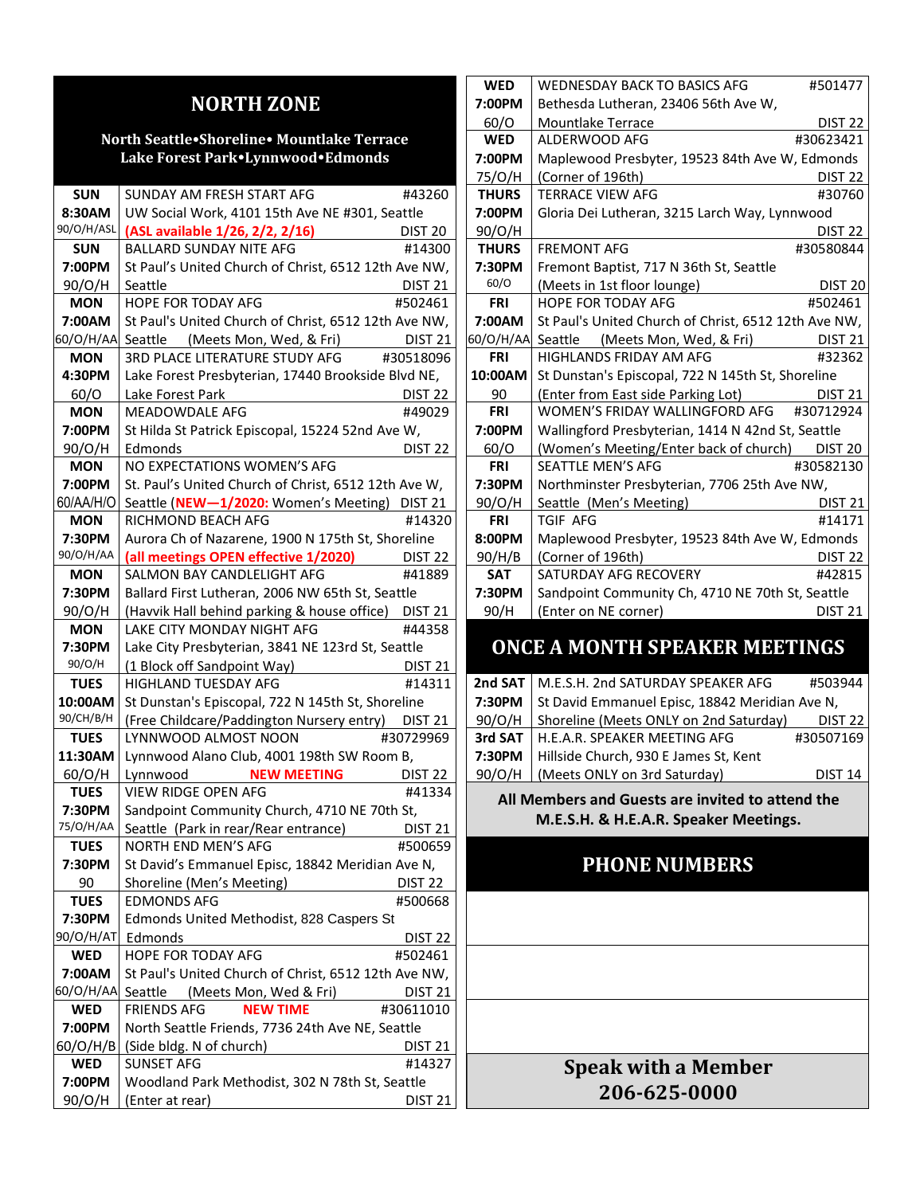# NORTH ZONE

**North Seattle•Shoreline• Mountlake Terrace**
**Lake Forest Park•Lynnwood•Edmonds**

| Day/Time | Meeting |
|---|---|
| **SUN** **8:30AM** 90/O/H/ASL | SUNDAY AM FRESH START AFG #43260 UW Social Work, 4101 15th Ave NE #301, Seattle (ASL available 1/26, 2/2, 2/16) DIST 20 |
| **SUN** **7:00PM** 90/O/H | BALLARD SUNDAY NITE AFG #14300 St Paul's United Church of Christ, 6512 12th Ave NW, Seattle DIST 21 |
| **MON** **7:00AM** 60/O/H/AA | HOPE FOR TODAY AFG #502461 St Paul's United Church of Christ, 6512 12th Ave NW, Seattle (Meets Mon, Wed, & Fri) DIST 21 |
| **MON** **4:30PM** 60/O | 3RD PLACE LITERATURE STUDY AFG #30518096 Lake Forest Presbyterian, 17440 Brookside Blvd NE, Lake Forest Park DIST 22 |
| **MON** **7:00PM** 90/O/H | MEADOWDALE AFG #49029 St Hilda St Patrick Episcopal, 15224 52nd Ave W, Edmonds DIST 22 |
| **MON** **7:00PM** 60/AA/H/O | NO EXPECTATIONS WOMEN'S AFG St. Paul's United Church of Christ, 6512 12th Ave W, Seattle (NEW—1/2020: Women's Meeting) DIST 21 |
| **MON** **7:30PM** 90/O/H/AA | RICHMOND BEACH AFG #14320 Aurora Ch of Nazarene, 1900 N 175th St, Shoreline (all meetings OPEN effective 1/2020) DIST 22 |
| **MON** **7:30PM** 90/O/H | SALMON BAY CANDLELIGHT AFG #41889 Ballard First Lutheran, 2006 NW 65th St, Seattle (Havvik Hall behind parking & house office) DIST 21 |
| **MON** **7:30PM** 90/O/H | LAKE CITY MONDAY NIGHT AFG #44358 Lake City Presbyterian, 3841 NE 123rd St, Seattle (1 Block off Sandpoint Way) DIST 21 |
| **TUES** **10:00AM** 90/CH/B/H | HIGHLAND TUESDAY AFG #14311 St Dunstan's Episcopal, 722 N 145th St, Shoreline (Free Childcare/Paddington Nursery entry) DIST 21 |
| **TUES** **11:30AM** 60/O/H | LYNNWOOD ALMOST NOON #30729969 Lynnwood Alano Club, 4001 198th SW Room B, Lynnwood NEW MEETING DIST 22 |
| **TUES** **7:30PM** 75/O/H/AA | VIEW RIDGE OPEN AFG #41334 Sandpoint Community Church, 4710 NE 70th St, Seattle (Park in rear/Rear entrance) DIST 21 |
| **TUES** **7:30PM** 90 | NORTH END MEN'S AFG #500659 St David's Emmanuel Episc, 18842 Meridian Ave N, Shoreline (Men's Meeting) DIST 22 |
| **TUES** **7:30PM** 90/O/H/AT | EDMONDS AFG #500668 Edmonds United Methodist, 828 Caspers St Edmonds DIST 22 |
| **WED** **7:00AM** 60/O/H/AA | HOPE FOR TODAY AFG #502461 St Paul's United Church of Christ, 6512 12th Ave NW, Seattle (Meets Mon, Wed & Fri) DIST 21 |
| **WED** **7:00PM** 60/O/H/B | FRIENDS AFG NEW TIME #30611010 North Seattle Friends, 7736 24th Ave NE, Seattle (Side bldg. N of church) DIST 21 |
| **WED** **7:00PM** 90/O/H | SUNSET AFG #14327 Woodland Park Methodist, 302 N 78th St, Seattle (Enter at rear) DIST 21 |
| **WED** **7:00PM** 60/O | WEDNESDAY BACK TO BASICS AFG #501477 Bethesda Lutheran, 23406 56th Ave W, Mountlake Terrace DIST 22 |
| **WED** **7:00PM** 75/O/H | ALDERWOOD AFG #30623421 Maplewood Presbyter, 19523 84th Ave W, Edmonds (Corner of 196th) DIST 22 |
| **THURS** **7:00PM** 90/O/H | TERRACE VIEW AFG #30760 Gloria Dei Lutheran, 3215 Larch Way, Lynnwood DIST 22 |
| **THURS** **7:30PM** 60/O | FREMONT AFG #30580844 Fremont Baptist, 717 N 36th St, Seattle (Meets in 1st floor lounge) DIST 20 |
| **FRI** **7:00AM** 60/O/H/AA | HOPE FOR TODAY AFG #502461 St Paul's United Church of Christ, 6512 12th Ave NW, Seattle (Meets Mon, Wed, & Fri) DIST 21 |
| **FRI** **10:00AM** 90 | HIGHLANDS FRIDAY AM AFG #32362 St Dunstan's Episcopal, 722 N 145th St, Shoreline (Enter from East side Parking Lot) DIST 21 |
| **FRI** **7:00PM** 60/O | WOMEN'S FRIDAY WALLINGFORD AFG #30712924 Wallingford Presbyterian, 1414 N 42nd St, Seattle (Women's Meeting/Enter back of church) DIST 20 |
| **FRI** **7:30PM** 90/O/H | SEATTLE MEN'S AFG #30582130 Northminster Presbyterian, 7706 25th Ave NW, Seattle (Men's Meeting) DIST 21 |
| **FRI** **8:00PM** 90/H/B | TGIF AFG #14171 Maplewood Presbyter, 19523 84th Ave W, Edmonds (Corner of 196th) DIST 22 |
| **SAT** **7:30PM** 90/H | SATURDAY AFG RECOVERY #42815 Sandpoint Community Ch, 4710 NE 70th St, Seattle (Enter on NE corner) DIST 21 |

# ONCE A MONTH SPEAKER MEETINGS

| Day/Time | Meeting |
|---|---|
| **2nd SAT** **7:30PM** 90/O/H | M.E.S.H. 2nd SATURDAY SPEAKER AFG #503944 St David Emmanuel Episc, 18842 Meridian Ave N, Shoreline (Meets ONLY on 2nd Saturday) DIST 22 |
| **3rd SAT** **7:30PM** 90/O/H | H.E.A.R. SPEAKER MEETING AFG #30507169 Hillside Church, 930 E James St, Kent (Meets ONLY on 3rd Saturday) DIST 14 |

**All Members and Guests are invited to attend the M.E.S.H. & H.E.A.R. Speaker Meetings.**

# PHONE NUMBERS

**Speak with a Member**
**206-625-0000**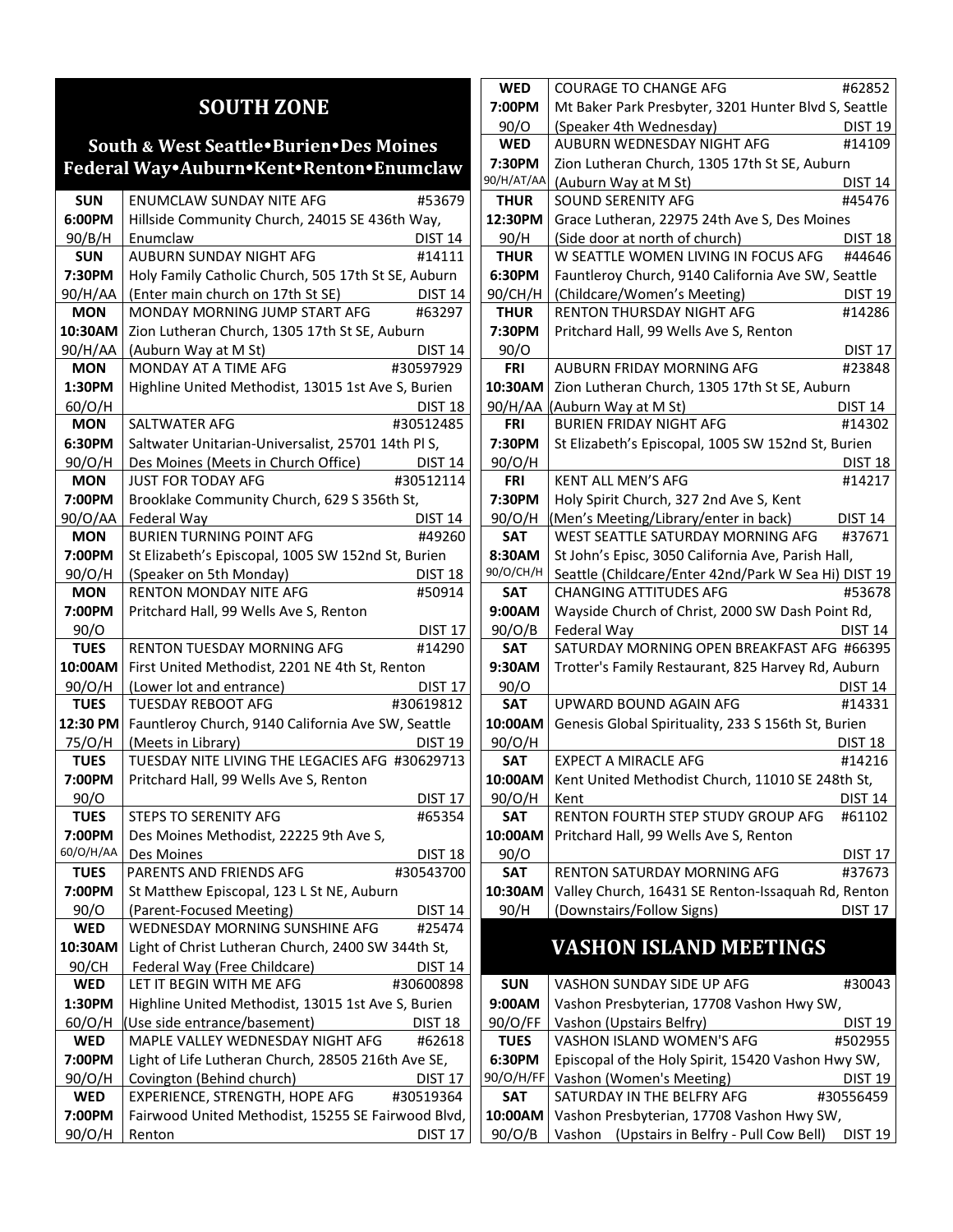## SOUTH ZONE

### South & West Seattle•Burien•Des Moines Federal Way•Auburn•Kent•Renton•Enumclaw

| Day/Time | Meeting |
|---|---|
| **SUN** 6:00PM 90/B/H | ENUMCLAW SUNDAY NITE AFG #53679<br>Hillside Community Church, 24015 SE 436th Way, Enumclaw DIST 14 |
| **SUN** 7:30PM 90/H/AA | AUBURN SUNDAY NIGHT AFG #14111<br>Holy Family Catholic Church, 505 17th St SE, Auburn (Enter main church on 17th St SE) DIST 14 |
| **MON** 10:30AM 90/H/AA | MONDAY MORNING JUMP START AFG #63297<br>Zion Lutheran Church, 1305 17th St SE, Auburn (Auburn Way at M St) DIST 14 |
| **MON** 1:30PM 60/O/H | MONDAY AT A TIME AFG #30597929<br>Highline United Methodist, 13015 1st Ave S, Burien DIST 18 |
| **MON** 6:30PM 90/O/H | SALTWATER AFG #30512485<br>Saltwater Unitarian-Universalist, 25701 14th Pl S, Des Moines (Meets in Church Office) DIST 14 |
| **MON** 7:00PM 90/O/AA | JUST FOR TODAY AFG #30512114<br>Brooklake Community Church, 629 S 356th St, Federal Way DIST 14 |
| **MON** 7:00PM 90/O/H | BURIEN TURNING POINT AFG #49260<br>St Elizabeth's Episcopal, 1005 SW 152nd St, Burien (Speaker on 5th Monday) DIST 18 |
| **MON** 7:00PM 90/O | RENTON MONDAY NITE AFG #50914<br>Pritchard Hall, 99 Wells Ave S, Renton DIST 17 |
| **TUES** 10:00AM 90/O/H | RENTON TUESDAY MORNING AFG #14290<br>First United Methodist, 2201 NE 4th St, Renton (Lower lot and entrance) DIST 17 |
| **TUES** 12:30 PM 75/O/H | TUESDAY REBOOT AFG #30619812<br>Fauntleroy Church, 9140 California Ave SW, Seattle (Meets in Library) DIST 19 |
| **TUES** 7:00PM 90/O | TUESDAY NITE LIVING THE LEGACIES AFG #30629713<br>Pritchard Hall, 99 Wells Ave S, Renton DIST 17 |
| **TUES** 7:00PM 60/O/H/AA | STEPS TO SERENITY AFG #65354<br>Des Moines Methodist, 22225 9th Ave S, Des Moines DIST 18 |
| **TUES** 7:00PM 90/O | PARENTS AND FRIENDS AFG #30543700<br>St Matthew Episcopal, 123 L St NE, Auburn (Parent-Focused Meeting) DIST 14 |
| **WED** 10:30AM 90/CH | WEDNESDAY MORNING SUNSHINE AFG #25474<br>Light of Christ Lutheran Church, 2400 SW 344th St, Federal Way (Free Childcare) DIST 14 |
| **WED** 1:30PM 60/O/H | LET IT BEGIN WITH ME AFG #30600898<br>Highline United Methodist, 13015 1st Ave S, Burien (Use side entrance/basement) DIST 18 |
| **WED** 7:00PM 90/O/H | MAPLE VALLEY WEDNESDAY NIGHT AFG #62618<br>Light of Life Lutheran Church, 28505 216th Ave SE, Covington (Behind church) DIST 17 |
| **WED** 7:00PM 90/O/H | EXPERIENCE, STRENGTH, HOPE AFG #30519364<br>Fairwood United Methodist, 15255 SE Fairwood Blvd, Renton DIST 17 |
| **WED** 7:00PM 90/O | COURAGE TO CHANGE AFG #62852<br>Mt Baker Park Presbyter, 3201 Hunter Blvd S, Seattle (Speaker 4th Wednesday) DIST 19 |
| **WED** 7:30PM 90/H/AT/AA | AUBURN WEDNESDAY NIGHT AFG #14109<br>Zion Lutheran Church, 1305 17th St SE, Auburn (Auburn Way at M St) DIST 14 |
| **THUR** 12:30PM 90/H | SOUND SERENITY AFG #45476<br>Grace Lutheran, 22975 24th Ave S, Des Moines (Side door at north of church) DIST 18 |
| **THUR** 6:30PM 90/CH/H | W SEATTLE WOMEN LIVING IN FOCUS AFG #44646<br>Fauntleroy Church, 9140 California Ave SW, Seattle (Childcare/Women's Meeting) DIST 19 |
| **THUR** 7:30PM 90/O | RENTON THURSDAY NIGHT AFG #14286<br>Pritchard Hall, 99 Wells Ave S, Renton DIST 17 |
| **FRI** 10:30AM 90/H/AA | AUBURN FRIDAY MORNING AFG #23848<br>Zion Lutheran Church, 1305 17th St SE, Auburn (Auburn Way at M St) DIST 14 |
| **FRI** 7:30PM 90/O/H | BURIEN FRIDAY NIGHT AFG #14302<br>St Elizabeth's Episcopal, 1005 SW 152nd St, Burien DIST 18 |
| **FRI** 7:30PM 90/O/H | KENT ALL MEN'S AFG #14217<br>Holy Spirit Church, 327 2nd Ave S, Kent (Men's Meeting/Library/enter in back) DIST 14 |
| **SAT** 8:30AM 90/O/CH/H | WEST SEATTLE SATURDAY MORNING AFG #37671<br>St John's Episc, 3050 California Ave, Parish Hall, Seattle (Childcare/Enter 42nd/Park W Sea Hi) DIST 19 |
| **SAT** 9:00AM 90/O/B | CHANGING ATTITUDES AFG #53678<br>Wayside Church of Christ, 2000 SW Dash Point Rd, Federal Way DIST 14 |
| **SAT** 9:30AM 90/O | SATURDAY MORNING OPEN BREAKFAST AFG #66395<br>Trotter's Family Restaurant, 825 Harvey Rd, Auburn DIST 14 |
| **SAT** 10:00AM 90/O/H | UPWARD BOUND AGAIN AFG #14331<br>Genesis Global Spirituality, 233 S 156th St, Burien DIST 18 |
| **SAT** 10:00AM 90/O/H | EXPECT A MIRACLE AFG #14216<br>Kent United Methodist Church, 11010 SE 248th St, Kent DIST 14 |
| **SAT** 10:00AM 90/O | RENTON FOURTH STEP STUDY GROUP AFG #61102<br>Pritchard Hall, 99 Wells Ave S, Renton DIST 17 |
| **SAT** 10:30AM 90/H | RENTON SATURDAY MORNING AFG #37673<br>Valley Church, 16431 SE Renton-Issaquah Rd, Renton (Downstairs/Follow Signs) DIST 17 |

## VASHON ISLAND MEETINGS

| Day/Time | Meeting |
|---|---|
| **SUN** 9:00AM 90/O/FF | VASHON SUNDAY SIDE UP AFG #30043<br>Vashon Presbyterian, 17708 Vashon Hwy SW, Vashon (Upstairs Belfry) DIST 19 |
| **TUES** 6:30PM 90/O/H/FF | VASHON ISLAND WOMEN'S AFG #502955<br>Episcopal of the Holy Spirit, 15420 Vashon Hwy SW, Vashon (Women's Meeting) DIST 19 |
| **SAT** 10:00AM 90/O/B | SATURDAY IN THE BELFRY AFG #30556459<br>Vashon Presbyterian, 17708 Vashon Hwy SW, Vashon (Upstairs in Belfry - Pull Cow Bell) DIST 19 |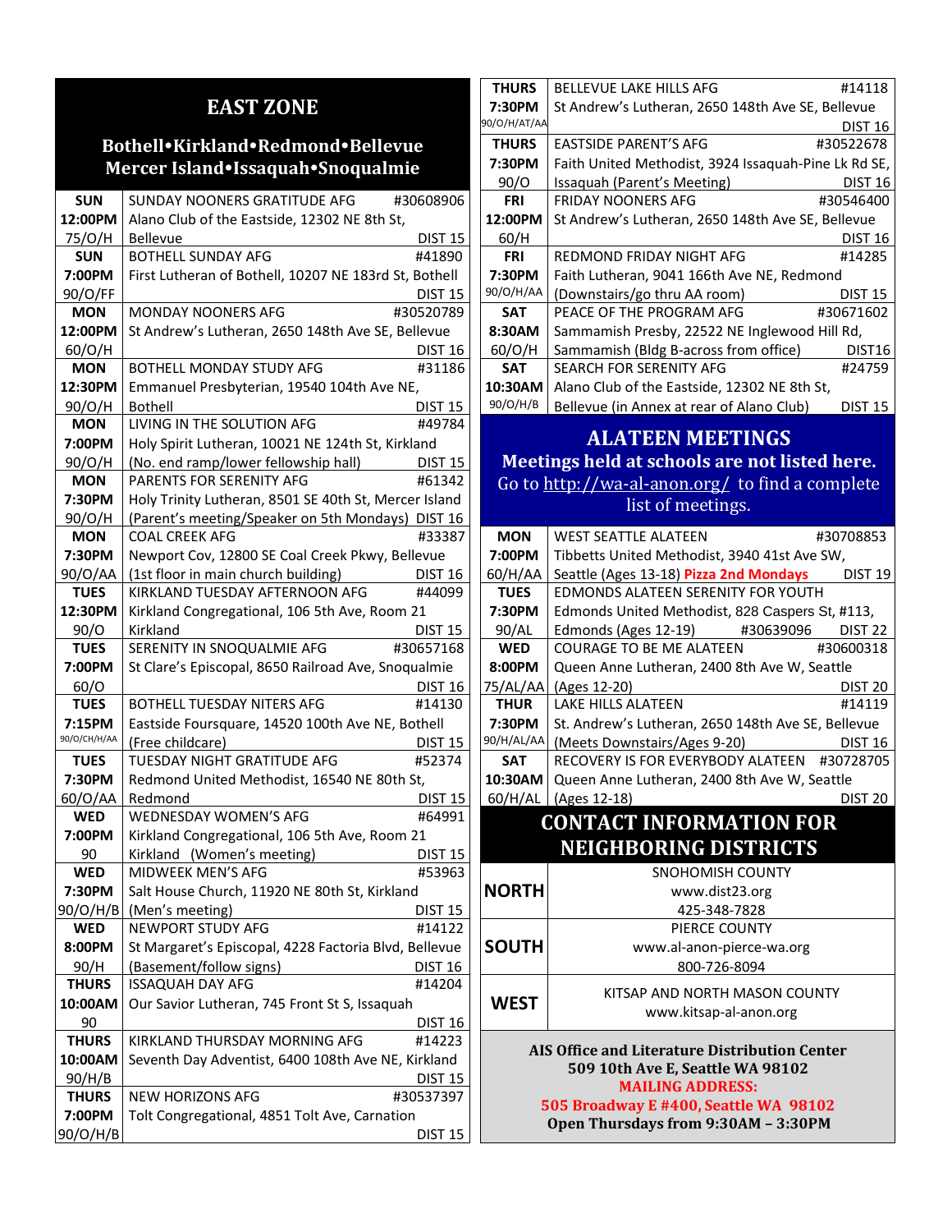# EAST ZONE

## Bothell•Kirkland•Redmond•Bellevue Mercer Island•Issaquah•Snoqualmie

| | |
|---|---|
| **SUN 12:00PM** 75/O/H | SUNDAY NOONERS GRATITUDE AFG #30608906 Alano Club of the Eastside, 12302 NE 8th St, Bellevue DIST 15 |
| **SUN 7:00PM** 90/O/FF | BOTHELL SUNDAY AFG #41890 First Lutheran of Bothell, 10207 NE 183rd St, Bothell DIST 15 |
| **MON 12:00PM** 60/O/H | MONDAY NOONERS AFG #30520789 St Andrew's Lutheran, 2650 148th Ave SE, Bellevue DIST 16 |
| **MON 12:30PM** 90/O/H | BOTHELL MONDAY STUDY AFG #31186 Emmanuel Presbyterian, 19540 104th Ave NE, Bothell DIST 15 |
| **MON 7:00PM** 90/O/H | LIVING IN THE SOLUTION AFG #49784 Holy Spirit Lutheran, 10021 NE 124th St, Kirkland (No. end ramp/lower fellowship hall) DIST 15 |
| **MON 7:30PM** 90/O/H | PARENTS FOR SERENITY AFG #61342 Holy Trinity Lutheran, 8501 SE 40th St, Mercer Island (Parent's meeting/Speaker on 5th Mondays) DIST 16 |
| **MON 7:30PM** 90/O/AA | COAL CREEK AFG #33387 Newport Cov, 12800 SE Coal Creek Pkwy, Bellevue (1st floor in main church building) DIST 16 |
| **TUES 12:30PM** 90/O | KIRKLAND TUESDAY AFTERNOON AFG #44099 Kirkland Congregational, 106 5th Ave, Room 21 Kirkland DIST 15 |
| **TUES 7:00PM** 60/O | SERENITY IN SNOQUALMIE AFG #30657168 St Clare's Episcopal, 8650 Railroad Ave, Snoqualmie DIST 16 |
| **TUES 7:15PM** 90/O/CH/H/AA | BOTHELL TUESDAY NITERS AFG #14130 Eastside Foursquare, 14520 100th Ave NE, Bothell (Free childcare) DIST 15 |
| **TUES 7:30PM** 60/O/AA | TUESDAY NIGHT GRATITUDE AFG #52374 Redmond United Methodist, 16540 NE 80th St, Redmond DIST 15 |
| **WED 7:00PM** 90 | WEDNESDAY WOMEN'S AFG #64991 Kirkland Congregational, 106 5th Ave, Room 21 Kirkland (Women's meeting) DIST 15 |
| **WED 7:30PM** 90/O/H/B | MIDWEEK MEN'S AFG #53963 Salt House Church, 11920 NE 80th St, Kirkland (Men's meeting) DIST 15 |
| **WED 8:00PM** 90/H | NEWPORT STUDY AFG #14122 St Margaret's Episcopal, 4228 Factoria Blvd, Bellevue (Basement/follow signs) DIST 16 |
| **THURS 10:00AM** 90 | ISSAQUAH DAY AFG #14204 Our Savior Lutheran, 745 Front St S, Issaquah DIST 16 |
| **THURS 10:00AM** 90/H/B | KIRKLAND THURSDAY MORNING AFG #14223 Seventh Day Adventist, 6400 108th Ave NE, Kirkland DIST 15 |
| **THURS 7:00PM** 90/O/H/B | NEW HORIZONS AFG #30537397 Tolt Congregational, 4851 Tolt Ave, Carnation DIST 15 |
| **THURS 7:30PM** 90/O/H/AT/AA | BELLEVUE LAKE HILLS AFG #14118 St Andrew's Lutheran, 2650 148th Ave SE, Bellevue DIST 16 |
| **THURS 7:30PM** 90/O | EASTSIDE PARENT'S AFG #30522678 Faith United Methodist, 3924 Issaquah-Pine Lk Rd SE, Issaquah (Parent's Meeting) DIST 16 |
| **FRI 12:00PM** 60/H | FRIDAY NOONERS AFG #30546400 St Andrew's Lutheran, 2650 148th Ave SE, Bellevue DIST 16 |
| **FRI 7:30PM** 90/O/H/AA | REDMOND FRIDAY NIGHT AFG #14285 Faith Lutheran, 9041 166th Ave NE, Redmond (Downstairs/go thru AA room) DIST 15 |
| **SAT 8:30AM** 60/O/H | PEACE OF THE PROGRAM AFG #30671602 Sammamish Presby, 22522 NE Inglewood Hill Rd, Sammamish (Bldg B-across from office) DIST16 |
| **SAT 10:30AM** 90/O/H/B | SEARCH FOR SERENITY AFG #24759 Alano Club of the Eastside, 12302 NE 8th St, Bellevue (in Annex at rear of Alano Club) DIST 15 |

# ALATEEN MEETINGS

**Meetings held at schools are not listed here.**

Go to http://wa-al-anon.org/ to find a complete list of meetings.

| | |
|---|---|
| **MON 7:00PM** 60/H/AA | WEST SEATTLE ALATEEN #30708853 Tibbetts United Methodist, 3940 41st Ave SW, Seattle (Ages 13-18) **Pizza 2nd Mondays** DIST 19 |
| **TUES 7:30PM** 90/AL | EDMONDS ALATEEN SERENITY FOR YOUTH Edmonds United Methodist, 828 Caspers St, #113, Edmonds (Ages 12-19) #30639096 DIST 22 |
| **WED 8:00PM** 75/AL/AA | COURAGE TO BE ME ALATEEN #30600318 Queen Anne Lutheran, 2400 8th Ave W, Seattle (Ages 12-20) DIST 20 |
| **THUR 7:30PM** 90/H/AL/AA | LAKE HILLS ALATEEN #14119 St. Andrew's Lutheran, 2650 148th Ave SE, Bellevue (Meets Downstairs/Ages 9-20) DIST 16 |
| **SAT 10:30AM** 60/H/AL | RECOVERY IS FOR EVERYBODY ALATEEN #30728705 Queen Anne Lutheran, 2400 8th Ave W, Seattle (Ages 12-18) DIST 20 |

# CONTACT INFORMATION FOR NEIGHBORING DISTRICTS

| | |
|---|---|
| **NORTH** | SNOHOMISH COUNTY www.dist23.org 425-348-7828 |
| **SOUTH** | PIERCE COUNTY www.al-anon-pierce-wa.org 800-726-8094 |
| **WEST** | KITSAP AND NORTH MASON COUNTY www.kitsap-al-anon.org |

**AIS Office and Literature Distribution Center**
**509 10th Ave E, Seattle WA 98102**
**MAILING ADDRESS:**
**505 Broadway E #400, Seattle WA 98102**
**Open Thursdays from 9:30AM – 3:30PM**